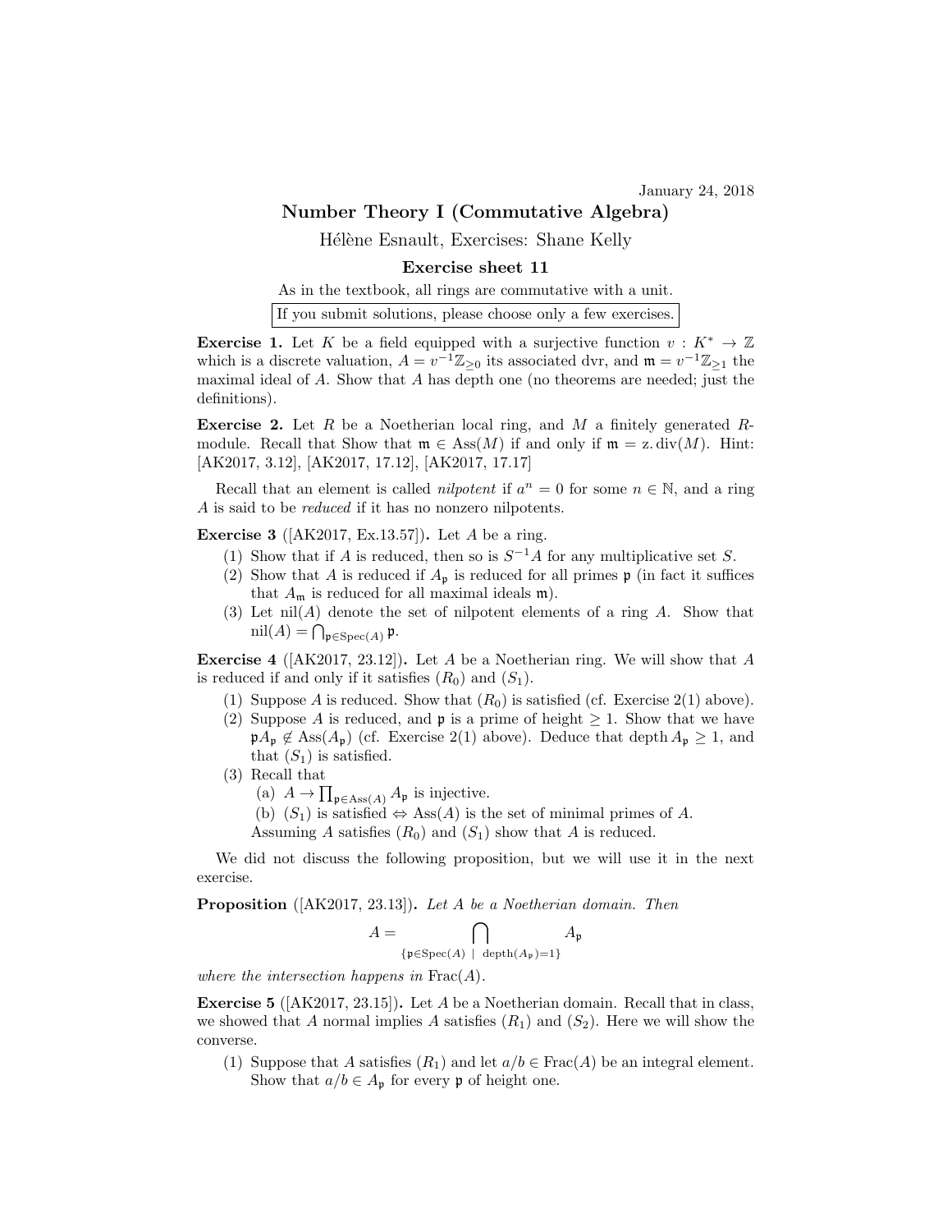January 24, 2018

# Number Theory I (Commutative Algebra)

Hélène Esnault, Exercises: Shane Kelly

## Exercise sheet 11

As in the textbook, all rings are commutative with a unit.

If you submit solutions, please choose only a few exercises.

**Exercise 1.** Let $K$ be a field equipped with a surjective function $v : K^* \to \mathbb{Z}$ which is a discrete valuation, $A = v^{-1}\mathbb{Z}_{\geq 0}$ its associated dvr, and $\mathfrak{m} = v^{-1}\mathbb{Z}_{\geq 1}$ the maximal ideal of $A$. Show that $A$ has depth one (no theorems are needed; just the definitions).

**Exercise 2.** Let $R$ be a Noetherian local ring, and $M$ a finitely generated $R$-module. Recall that Show that $\mathfrak{m} \in \mathrm{Ass}(M)$ if and only if $\mathfrak{m} = \mathrm{z.div}(M)$. Hint: [AK2017, 3.12], [AK2017, 17.12], [AK2017, 17.17]

Recall that an element is called *nilpotent* if $a^n = 0$ for some $n \in \mathbb{N}$, and a ring $A$ is said to be *reduced* if it has no nonzero nilpotents.

**Exercise 3** ([AK2017, Ex.13.57])**.** Let $A$ be a ring.

1. Show that if $A$ is reduced, then so is $S^{-1}A$ for any multiplicative set $S$.
2. Show that $A$ is reduced if $A_{\mathfrak{p}}$ is reduced for all primes $\mathfrak{p}$ (in fact it suffices that $A_{\mathfrak{m}}$ is reduced for all maximal ideals $\mathfrak{m}$).
3. Let $\mathrm{nil}(A)$ denote the set of nilpotent elements of a ring $A$. Show that $\mathrm{nil}(A) = \bigcap_{\mathfrak{p} \in \mathrm{Spec}(A)} \mathfrak{p}$.

**Exercise 4** ([AK2017, 23.12])**.** Let $A$ be a Noetherian ring. We will show that $A$ is reduced if and only if it satisfies $(R_0)$ and $(S_1)$.

1. Suppose $A$ is reduced. Show that $(R_0)$ is satisfied (cf. Exercise 2(1) above).
2. Suppose $A$ is reduced, and $\mathfrak{p}$ is a prime of height $\geq 1$. Show that we have $\mathfrak{p}A_{\mathfrak{p}} \notin \mathrm{Ass}(A_{\mathfrak{p}})$ (cf. Exercise 2(1) above). Deduce that $\operatorname{depth} A_{\mathfrak{p}} \geq 1$, and that $(S_1)$ is satisfied.
3. Recall that
   (a) $A \to \prod_{\mathfrak{p} \in \mathrm{Ass}(A)} A_{\mathfrak{p}}$ is injective.
   (b) $(S_1)$ is satisfied $\Leftrightarrow$ $\mathrm{Ass}(A)$ is the set of minimal primes of $A$.
   Assuming $A$ satisfies $(R_0)$ and $(S_1)$ show that $A$ is reduced.

We did not discuss the following proposition, but we will use it in the next exercise.

**Proposition** ([AK2017, 23.13])**.** *Let $A$ be a Noetherian domain. Then*

$$A = \bigcap_{\{\mathfrak{p} \in \mathrm{Spec}(A) \ | \ \mathrm{depth}(A_{\mathfrak{p}}) = 1\}} A_{\mathfrak{p}}$$

*where the intersection happens in* $\mathrm{Frac}(A)$.

**Exercise 5** ([AK2017, 23.15])**.** Let $A$ be a Noetherian domain. Recall that in class, we showed that $A$ normal implies $A$ satisfies $(R_1)$ and $(S_2)$. Here we will show the converse.

1. Suppose that $A$ satisfies $(R_1)$ and let $a/b \in \mathrm{Frac}(A)$ be an integral element. Show that $a/b \in A_{\mathfrak{p}}$ for every $\mathfrak{p}$ of height one.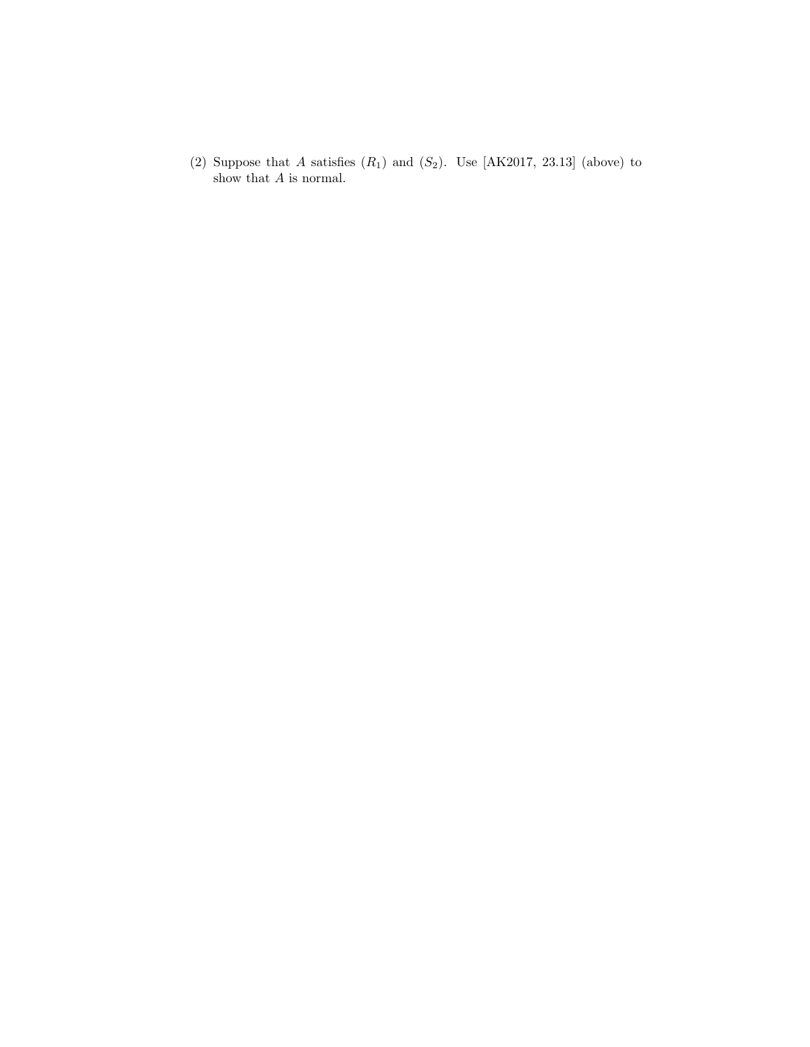(2) Suppose that $A$ satisfies $(R_1)$ and $(S_2)$. Use [AK2017, 23.13] (above) to show that $A$ is normal.